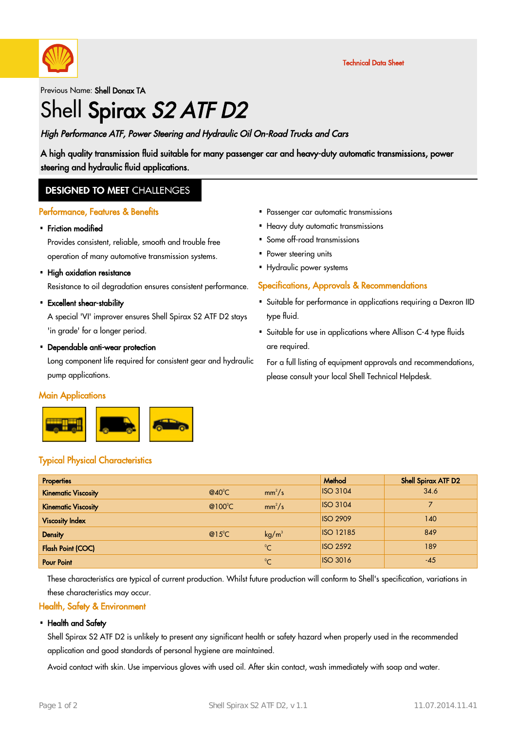Technical Data Sheet

Previous Name: **Shell Donax TA**

# Shell **Spirax** ***S2 ATF D2***

*High Performance ATF, Power Steering and Hydraulic Oil On-Road Trucks and Cars*

**A high quality transmission fluid suitable for many passenger car and heavy-duty automatic transmissions, power steering and hydraulic fluid applications.**

## DESIGNED TO MEET CHALLENGES

### Performance, Features & Benefits

- **Friction modified**

  Provides consistent, reliable, smooth and trouble free operation of many automotive transmission systems.

- **High oxidation resistance**

  Resistance to oil degradation ensures consistent performance.

- **Excellent shear-stability**

  A special 'VI' improver ensures Shell Spirax S2 ATF D2 stays 'in grade' for a longer period.

- **Dependable anti-wear protection**

  Long component life required for consistent gear and hydraulic pump applications.

### Main Applications

- Passenger car automatic transmissions
- Heavy duty automatic transmissions
- Some off-road transmissions
- Power steering units
- Hydraulic power systems

### Specifications, Approvals & Recommendations

- Suitable for performance in applications requiring a Dexron IID type fluid.
- Suitable for use in applications where Allison C-4 type fluids are required.

  For a full listing of equipment approvals and recommendations, please consult your local Shell Technical Helpdesk.

### Typical Physical Characteristics

| Properties | | | Method | Shell Spirax ATF D2 |
|---|---|---|---|---|
| **Kinematic Viscosity** | @40°C | $mm^2/s$ | ISO 3104 | 34.6 |
| **Kinematic Viscosity** | @100°C | $mm^2/s$ | ISO 3104 | 7 |
| **Viscosity Index** | | | ISO 2909 | 140 |
| **Density** | @15°C | $kg/m^3$ | ISO 12185 | 849 |
| **Flash Point (COC)** | | °C | ISO 2592 | 189 |
| **Pour Point** | | °C | ISO 3016 | -45 |

These characteristics are typical of current production. Whilst future production will conform to Shell's specification, variations in these characteristics may occur.

### Health, Safety & Environment

- **Health and Safety**

  Shell Spirax S2 ATF D2 is unlikely to present any significant health or safety hazard when properly used in the recommended application and good standards of personal hygiene are maintained.

  Avoid contact with skin. Use impervious gloves with used oil. After skin contact, wash immediately with soap and water.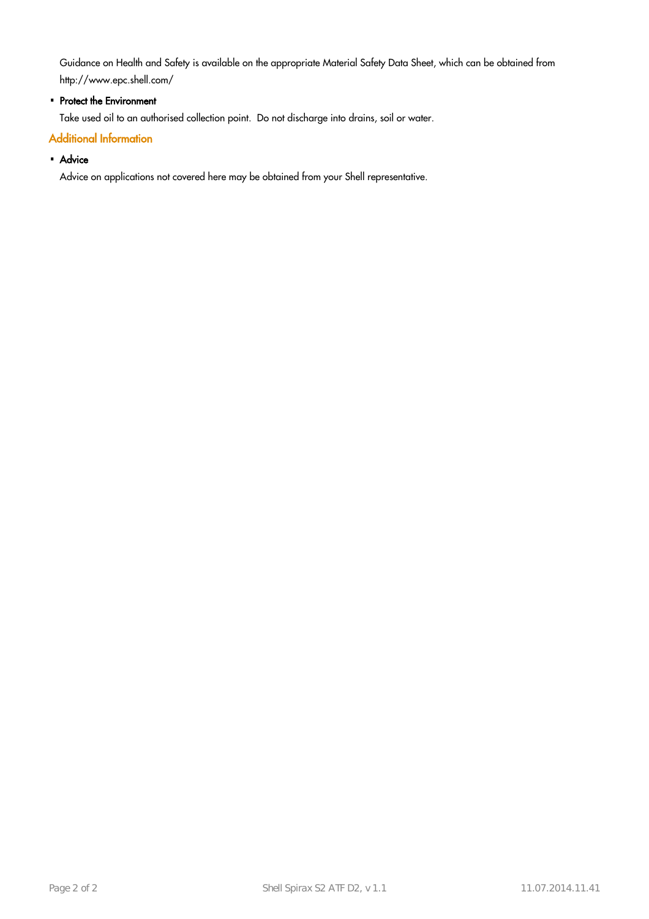Guidance on Health and Safety is available on the appropriate Material Safety Data Sheet, which can be obtained from http://www.epc.shell.com/

- **Protect the Environment**

  Take used oil to an authorised collection point. Do not discharge into drains, soil or water.

## Additional Information

- **Advice**

  Advice on applications not covered here may be obtained from your Shell representative.